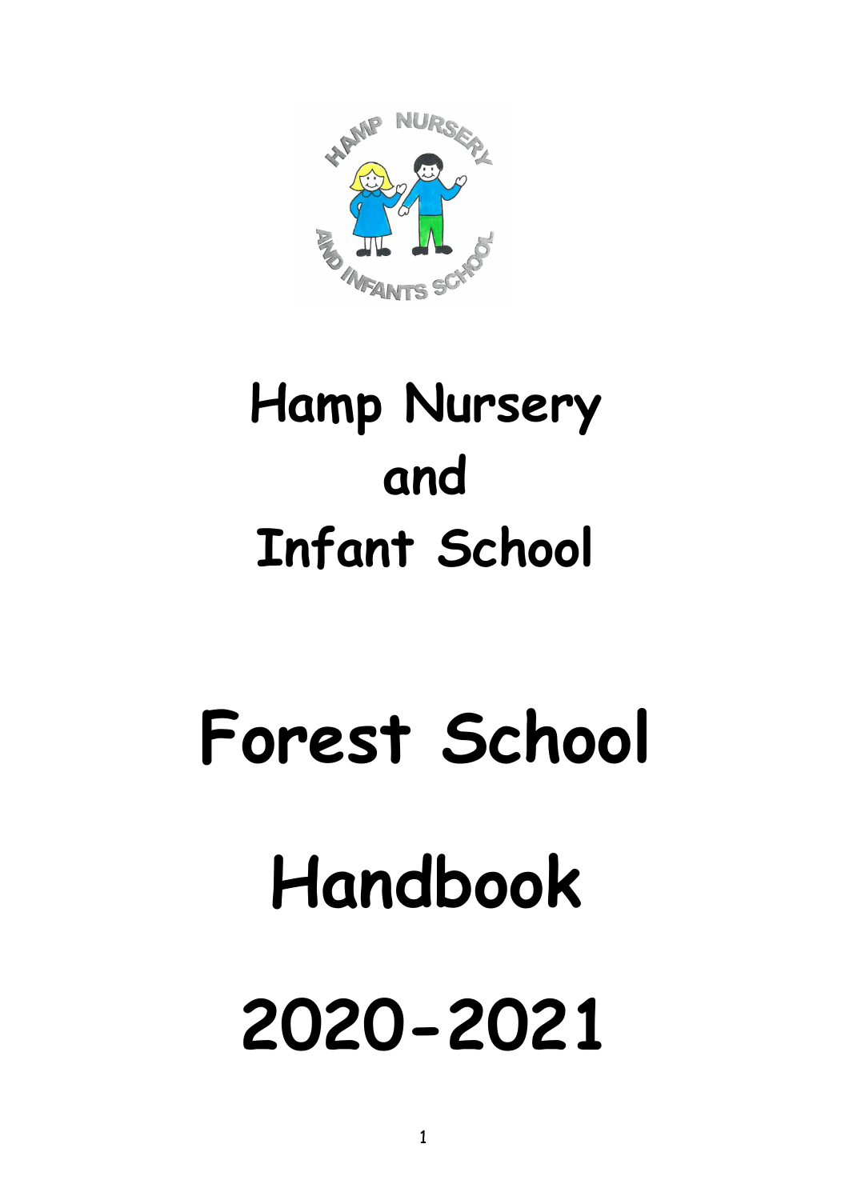# Hamp Nursery and Infant School

# Forest School Handbook 2020-2021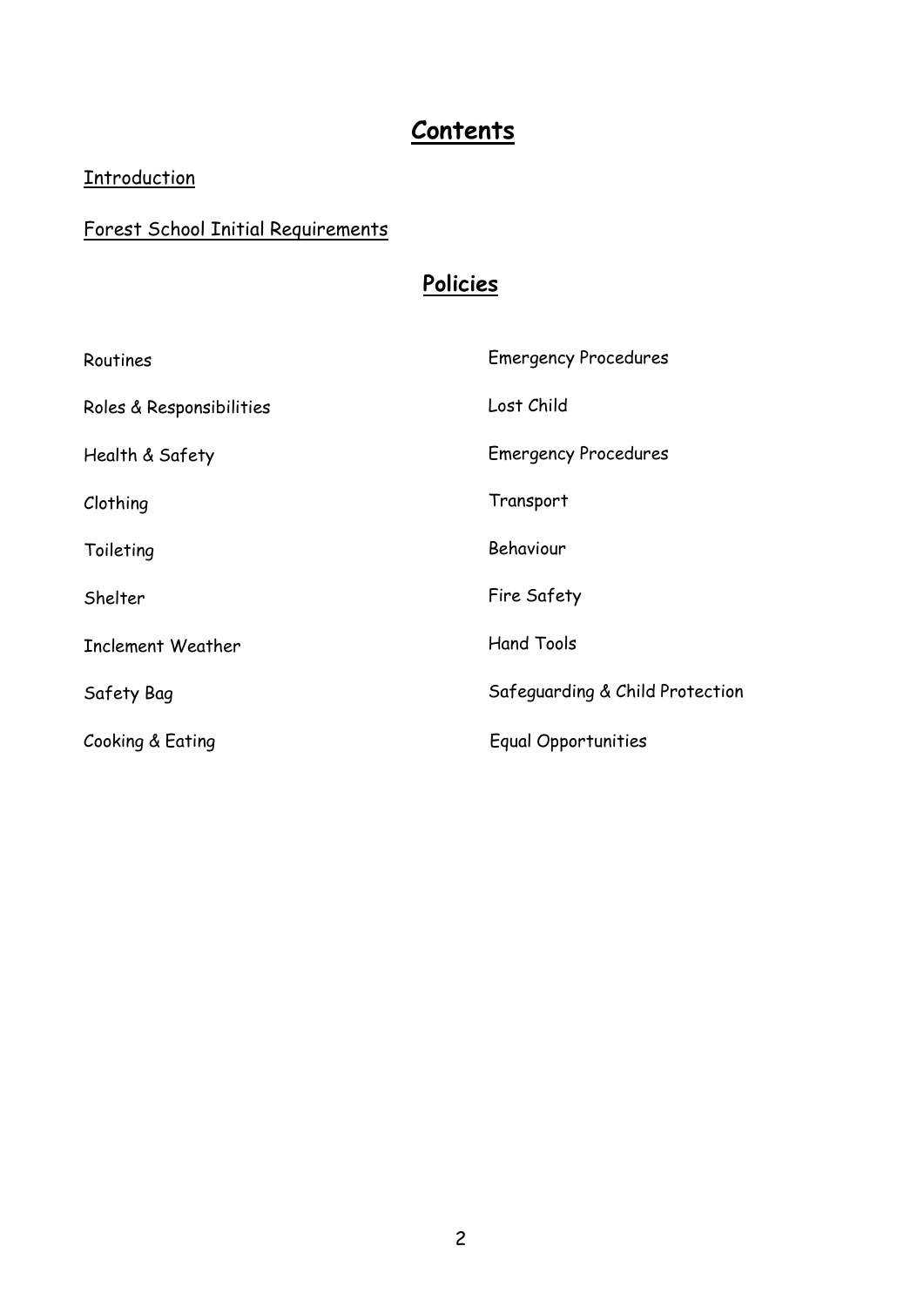# Contents

Introduction

Forest School Initial Requirements

## Policies

- Routines
- Roles & Responsibilities
- Health & Safety
- Clothing
- Toileting
- Shelter
- Inclement Weather
- Safety Bag
- Cooking & Eating
- Emergency Procedures
- Lost Child
- Emergency Procedures
- Transport
- Behaviour
- Fire Safety
- Hand Tools
- Safeguarding & Child Protection
- Equal Opportunities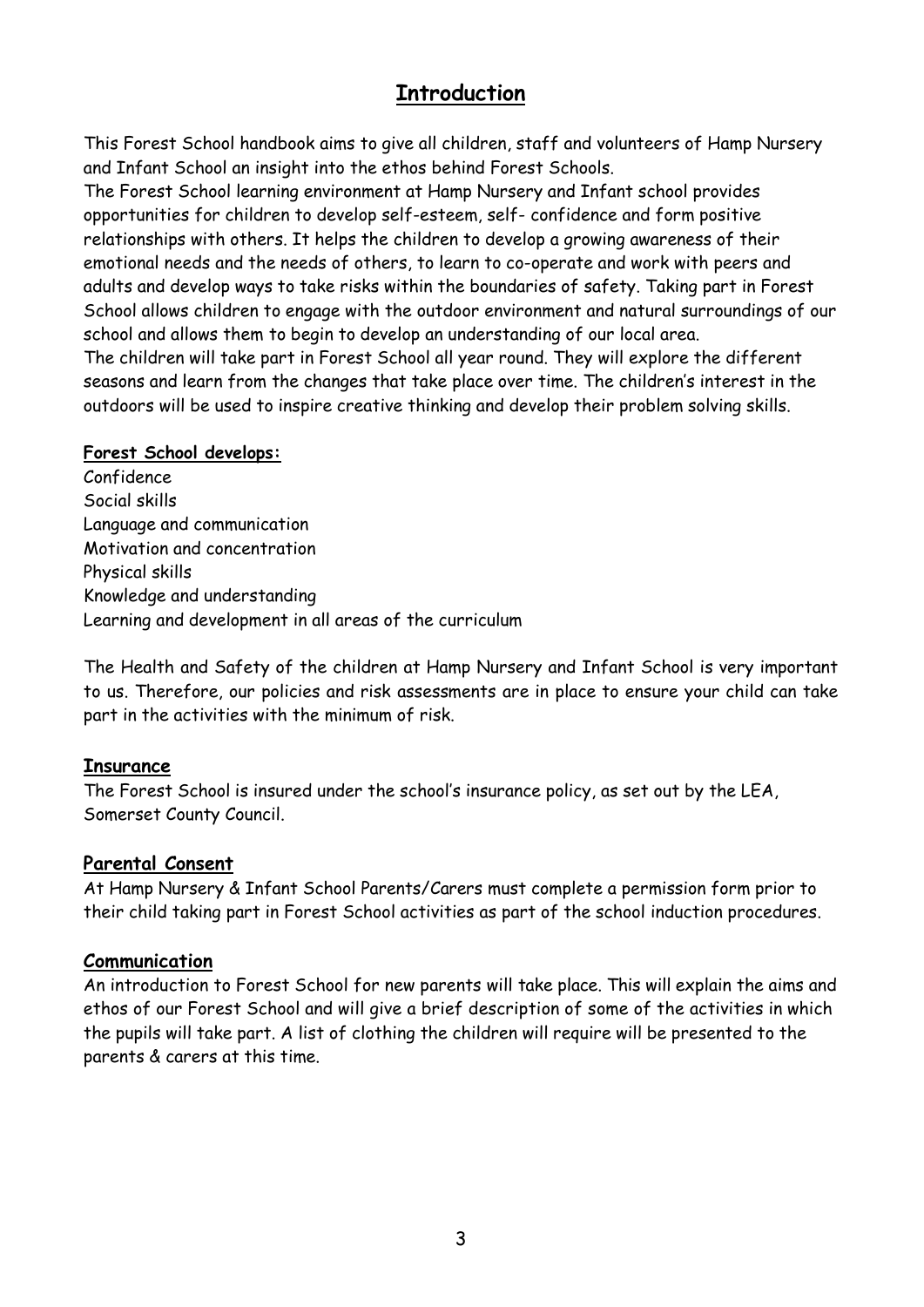# Introduction

This Forest School handbook aims to give all children, staff and volunteers of Hamp Nursery and Infant School an insight into the ethos behind Forest Schools.
The Forest School learning environment at Hamp Nursery and Infant school provides opportunities for children to develop self-esteem, self- confidence and form positive relationships with others. It helps the children to develop a growing awareness of their emotional needs and the needs of others, to learn to co-operate and work with peers and adults and develop ways to take risks within the boundaries of safety. Taking part in Forest School allows children to engage with the outdoor environment and natural surroundings of our school and allows them to begin to develop an understanding of our local area.
The children will take part in Forest School all year round. They will explore the different seasons and learn from the changes that take place over time. The children's interest in the outdoors will be used to inspire creative thinking and develop their problem solving skills.

**Forest School develops:**

Confidence
Social skills
Language and communication
Motivation and concentration
Physical skills
Knowledge and understanding
Learning and development in all areas of the curriculum

The Health and Safety of the children at Hamp Nursery and Infant School is very important to us. Therefore, our policies and risk assessments are in place to ensure your child can take part in the activities with the minimum of risk.

## Insurance

The Forest School is insured under the school's insurance policy, as set out by the LEA, Somerset County Council.

## Parental Consent

At Hamp Nursery & Infant School Parents/Carers must complete a permission form prior to their child taking part in Forest School activities as part of the school induction procedures.

## Communication

An introduction to Forest School for new parents will take place. This will explain the aims and ethos of our Forest School and will give a brief description of some of the activities in which the pupils will take part. A list of clothing the children will require will be presented to the parents & carers at this time.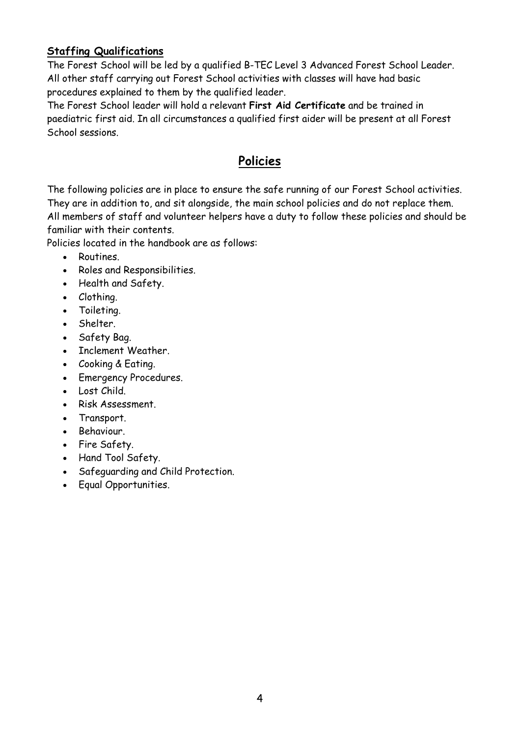### Staffing Qualifications

The Forest School will be led by a qualified B-TEC Level 3 Advanced Forest School Leader. All other staff carrying out Forest School activities with classes will have had basic procedures explained to them by the qualified leader.

The Forest School leader will hold a relevant **First Aid Certificate** and be trained in paediatric first aid. In all circumstances a qualified first aider will be present at all Forest School sessions.

## Policies

The following policies are in place to ensure the safe running of our Forest School activities. They are in addition to, and sit alongside, the main school policies and do not replace them. All members of staff and volunteer helpers have a duty to follow these policies and should be familiar with their contents.

Policies located in the handbook are as follows:

- Routines.
- Roles and Responsibilities.
- Health and Safety.
- Clothing.
- Toileting.
- Shelter.
- Safety Bag.
- Inclement Weather.
- Cooking & Eating.
- Emergency Procedures.
- Lost Child.
- Risk Assessment.
- Transport.
- Behaviour.
- Fire Safety.
- Hand Tool Safety.
- Safeguarding and Child Protection.
- Equal Opportunities.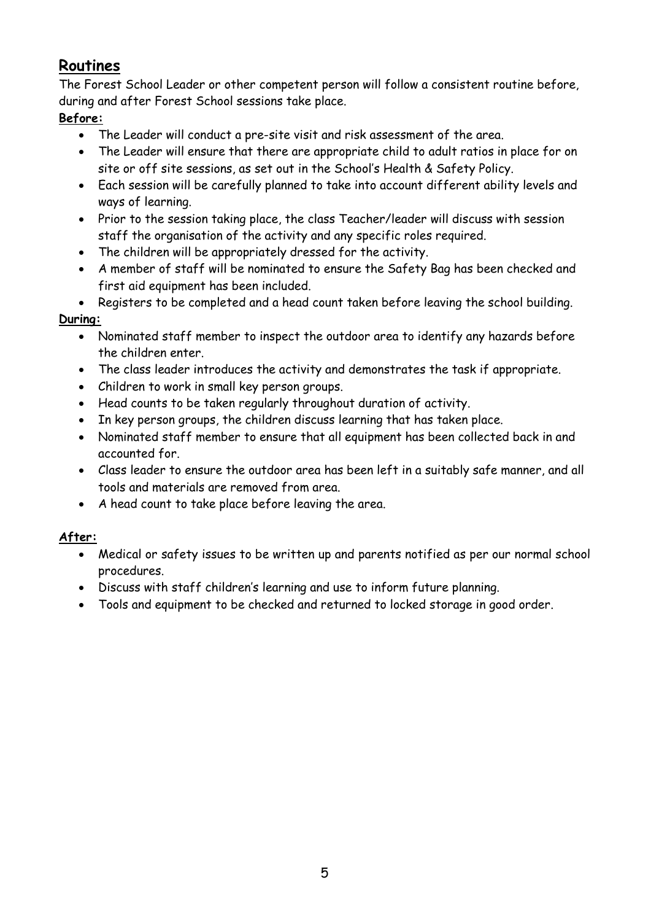## Routines

The Forest School Leader or other competent person will follow a consistent routine before, during and after Forest School sessions take place.

**Before:**

- The Leader will conduct a pre-site visit and risk assessment of the area.
- The Leader will ensure that there are appropriate child to adult ratios in place for on site or off site sessions, as set out in the School's Health & Safety Policy.
- Each session will be carefully planned to take into account different ability levels and ways of learning.
- Prior to the session taking place, the class Teacher/leader will discuss with session staff the organisation of the activity and any specific roles required.
- The children will be appropriately dressed for the activity.
- A member of staff will be nominated to ensure the Safety Bag has been checked and first aid equipment has been included.
- Registers to be completed and a head count taken before leaving the school building.

**During:**

- Nominated staff member to inspect the outdoor area to identify any hazards before the children enter.
- The class leader introduces the activity and demonstrates the task if appropriate.
- Children to work in small key person groups.
- Head counts to be taken regularly throughout duration of activity.
- In key person groups, the children discuss learning that has taken place.
- Nominated staff member to ensure that all equipment has been collected back in and accounted for.
- Class leader to ensure the outdoor area has been left in a suitably safe manner, and all tools and materials are removed from area.
- A head count to take place before leaving the area.

**After:**

- Medical or safety issues to be written up and parents notified as per our normal school procedures.
- Discuss with staff children's learning and use to inform future planning.
- Tools and equipment to be checked and returned to locked storage in good order.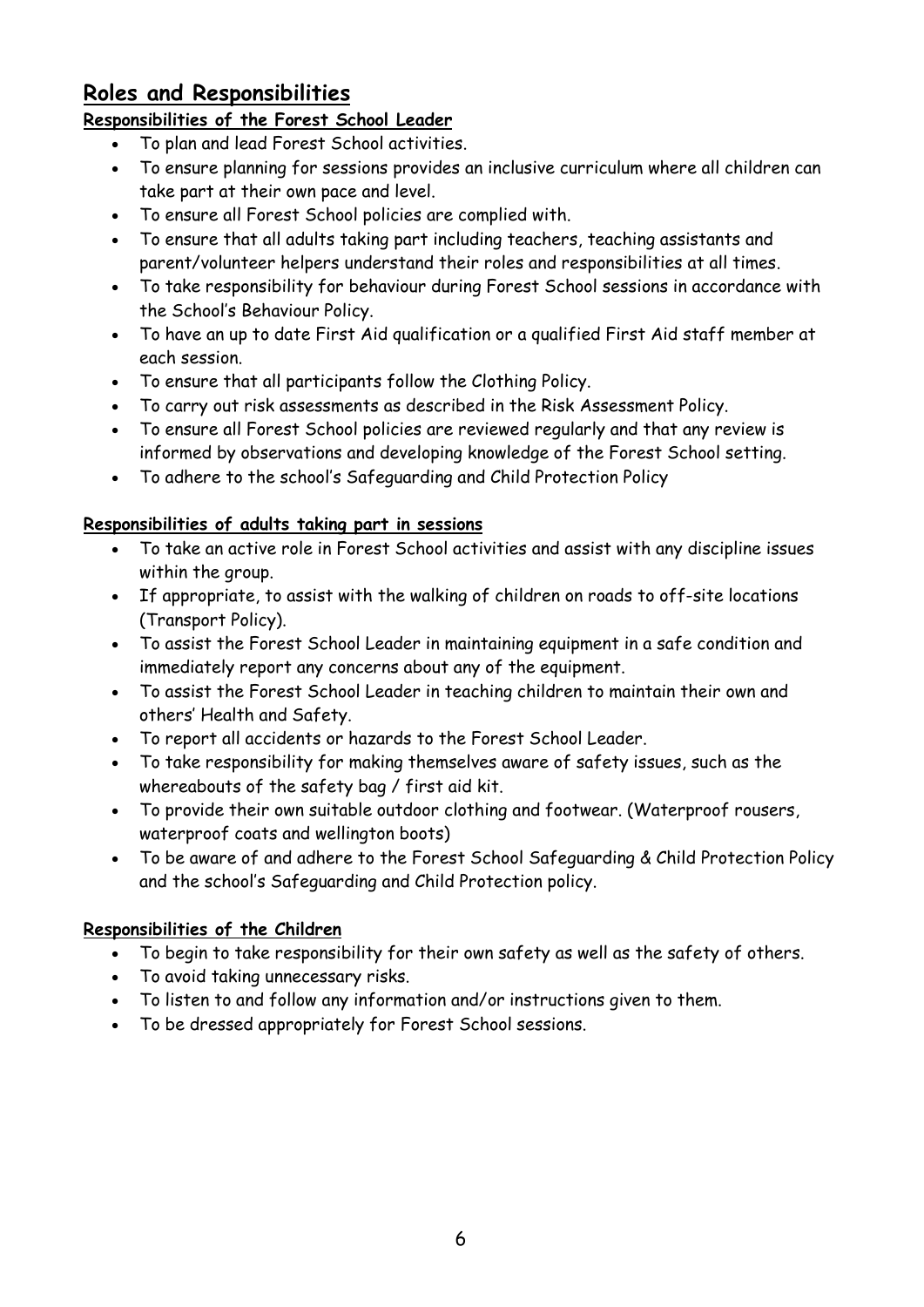## Roles and Responsibilities

### Responsibilities of the Forest School Leader

- To plan and lead Forest School activities.
- To ensure planning for sessions provides an inclusive curriculum where all children can take part at their own pace and level.
- To ensure all Forest School policies are complied with.
- To ensure that all adults taking part including teachers, teaching assistants and parent/volunteer helpers understand their roles and responsibilities at all times.
- To take responsibility for behaviour during Forest School sessions in accordance with the School's Behaviour Policy.
- To have an up to date First Aid qualification or a qualified First Aid staff member at each session.
- To ensure that all participants follow the Clothing Policy.
- To carry out risk assessments as described in the Risk Assessment Policy.
- To ensure all Forest School policies are reviewed regularly and that any review is informed by observations and developing knowledge of the Forest School setting.
- To adhere to the school's Safeguarding and Child Protection Policy

### Responsibilities of adults taking part in sessions

- To take an active role in Forest School activities and assist with any discipline issues within the group.
- If appropriate, to assist with the walking of children on roads to off-site locations (Transport Policy).
- To assist the Forest School Leader in maintaining equipment in a safe condition and immediately report any concerns about any of the equipment.
- To assist the Forest School Leader in teaching children to maintain their own and others' Health and Safety.
- To report all accidents or hazards to the Forest School Leader.
- To take responsibility for making themselves aware of safety issues, such as the whereabouts of the safety bag / first aid kit.
- To provide their own suitable outdoor clothing and footwear. (Waterproof rousers, waterproof coats and wellington boots)
- To be aware of and adhere to the Forest School Safeguarding & Child Protection Policy and the school's Safeguarding and Child Protection policy.

### Responsibilities of the Children

- To begin to take responsibility for their own safety as well as the safety of others.
- To avoid taking unnecessary risks.
- To listen to and follow any information and/or instructions given to them.
- To be dressed appropriately for Forest School sessions.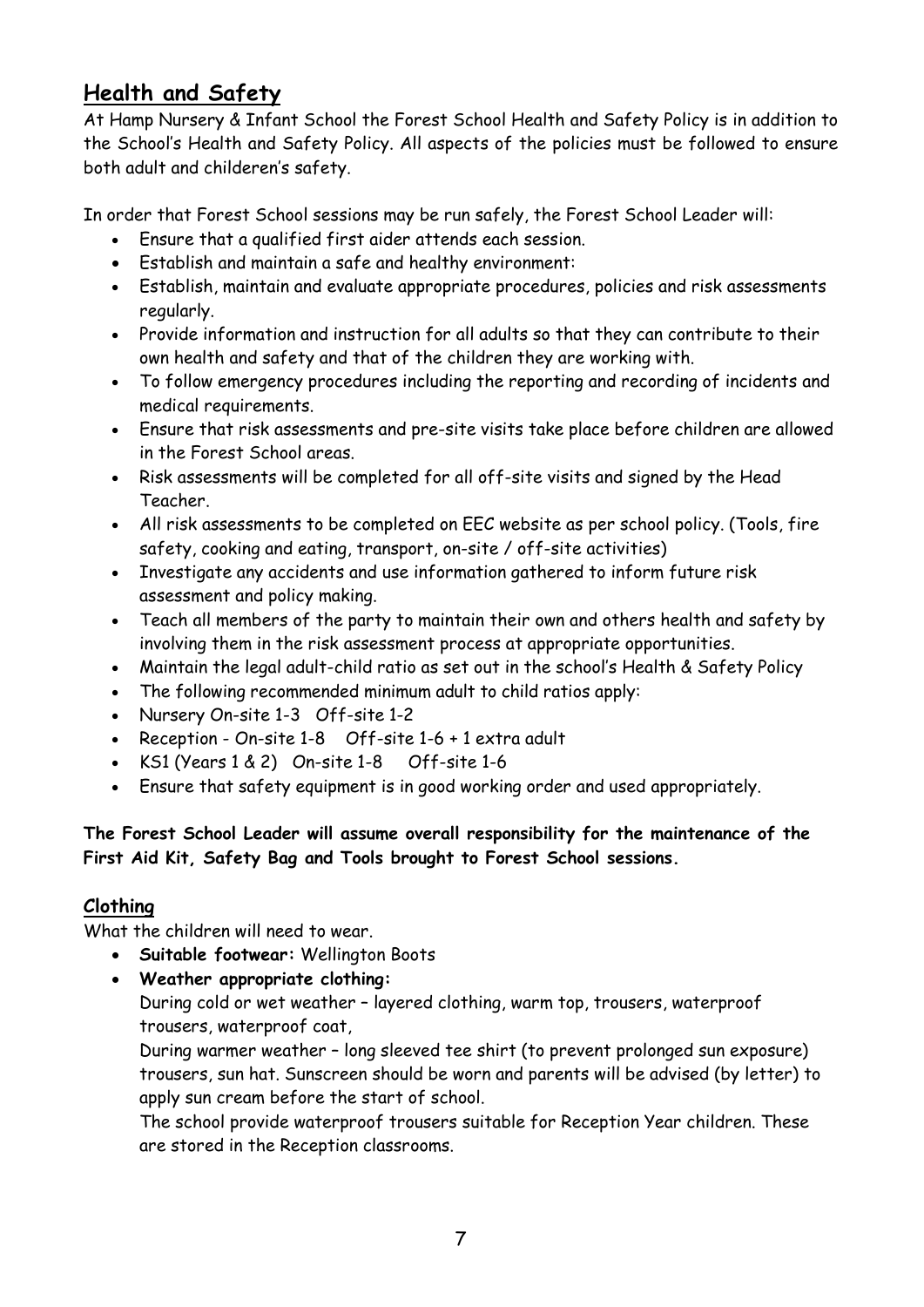## Health and Safety

At Hamp Nursery & Infant School the Forest School Health and Safety Policy is in addition to the School's Health and Safety Policy. All aspects of the policies must be followed to ensure both adult and childeren's safety.

In order that Forest School sessions may be run safely, the Forest School Leader will:

- Ensure that a qualified first aider attends each session.
- Establish and maintain a safe and healthy environment:
- Establish, maintain and evaluate appropriate procedures, policies and risk assessments regularly.
- Provide information and instruction for all adults so that they can contribute to their own health and safety and that of the children they are working with.
- To follow emergency procedures including the reporting and recording of incidents and medical requirements.
- Ensure that risk assessments and pre-site visits take place before children are allowed in the Forest School areas.
- Risk assessments will be completed for all off-site visits and signed by the Head Teacher.
- All risk assessments to be completed on EEC website as per school policy. (Tools, fire safety, cooking and eating, transport, on-site / off-site activities)
- Investigate any accidents and use information gathered to inform future risk assessment and policy making.
- Teach all members of the party to maintain their own and others health and safety by involving them in the risk assessment process at appropriate opportunities.
- Maintain the legal adult-child ratio as set out in the school's Health & Safety Policy
- The following recommended minimum adult to child ratios apply:
- Nursery On-site 1-3 Off-site 1-2
- Reception - On-site 1-8 Off-site 1-6 + 1 extra adult
- KS1 (Years 1 & 2) On-site 1-8 Off-site 1-6
- Ensure that safety equipment is in good working order and used appropriately.

**The Forest School Leader will assume overall responsibility for the maintenance of the First Aid Kit, Safety Bag and Tools brought to Forest School sessions.**

### Clothing

What the children will need to wear.

- **Suitable footwear:** Wellington Boots
- **Weather appropriate clothing:**

  During cold or wet weather – layered clothing, warm top, trousers, waterproof trousers, waterproof coat,

  During warmer weather – long sleeved tee shirt (to prevent prolonged sun exposure) trousers, sun hat. Sunscreen should be worn and parents will be advised (by letter) to apply sun cream before the start of school.

  The school provide waterproof trousers suitable for Reception Year children. These are stored in the Reception classrooms.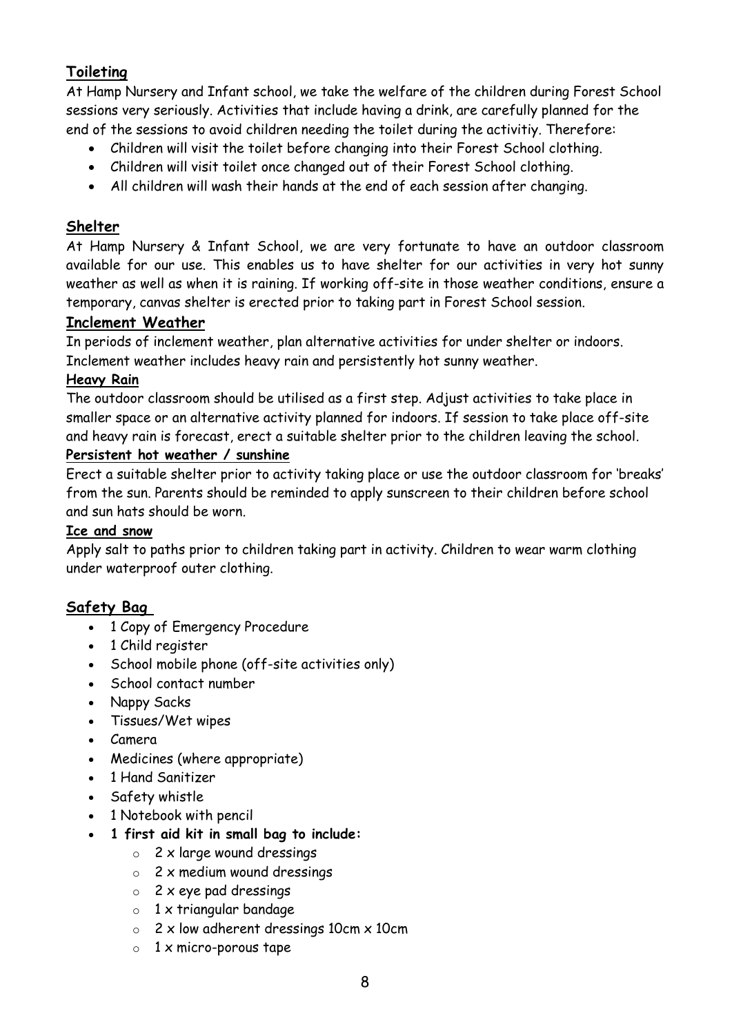## Toileting

At Hamp Nursery and Infant school, we take the welfare of the children during Forest School sessions very seriously. Activities that include having a drink, are carefully planned for the end of the sessions to avoid children needing the toilet during the activitiy. Therefore:

- Children will visit the toilet before changing into their Forest School clothing.
- Children will visit toilet once changed out of their Forest School clothing.
- All children will wash their hands at the end of each session after changing.

## Shelter

At Hamp Nursery & Infant School, we are very fortunate to have an outdoor classroom available for our use. This enables us to have shelter for our activities in very hot sunny weather as well as when it is raining. If working off-site in those weather conditions, ensure a temporary, canvas shelter is erected prior to taking part in Forest School session.

## Inclement Weather

In periods of inclement weather, plan alternative activities for under shelter or indoors. Inclement weather includes heavy rain and persistently hot sunny weather.

### Heavy Rain

The outdoor classroom should be utilised as a first step. Adjust activities to take place in smaller space or an alternative activity planned for indoors. If session to take place off-site and heavy rain is forecast, erect a suitable shelter prior to the children leaving the school.

### Persistent hot weather / sunshine

Erect a suitable shelter prior to activity taking place or use the outdoor classroom for 'breaks' from the sun. Parents should be reminded to apply sunscreen to their children before school and sun hats should be worn.

### Ice and snow

Apply salt to paths prior to children taking part in activity. Children to wear warm clothing under waterproof outer clothing.

## Safety Bag

- 1 Copy of Emergency Procedure
- 1 Child register
- School mobile phone (off-site activities only)
- School contact number
- Nappy Sacks
- Tissues/Wet wipes
- Camera
- Medicines (where appropriate)
- 1 Hand Sanitizer
- Safety whistle
- 1 Notebook with pencil
- **1 first aid kit in small bag to include:**
  - 2 x large wound dressings
  - 2 x medium wound dressings
  - 2 x eye pad dressings
  - 1 x triangular bandage
  - 2 x low adherent dressings 10cm x 10cm
  - 1 x micro-porous tape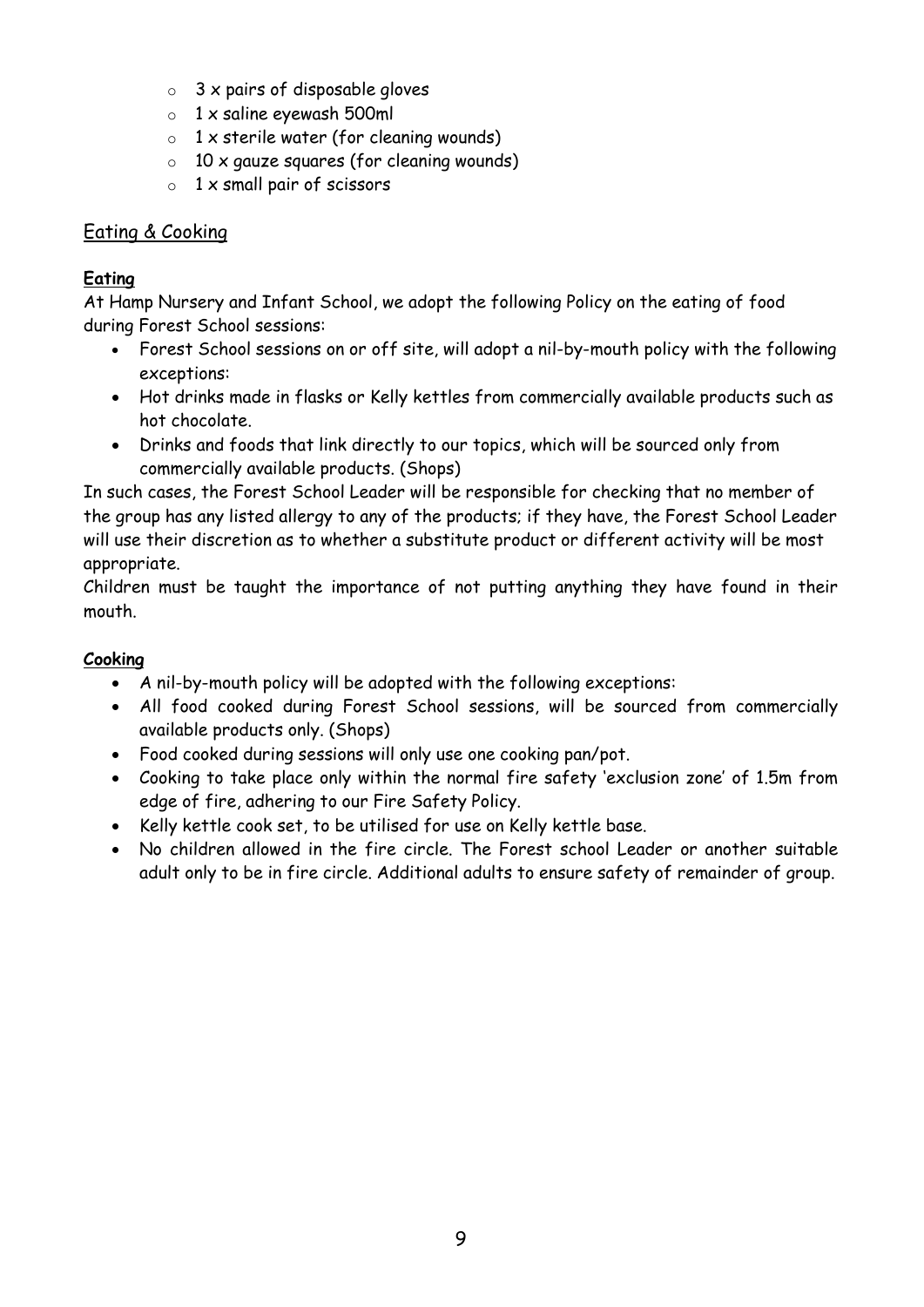- 3 x pairs of disposable gloves
- 1 x saline eyewash 500ml
- 1 x sterile water (for cleaning wounds)
- 10 x gauze squares (for cleaning wounds)
- 1 x small pair of scissors

## Eating & Cooking

### Eating

At Hamp Nursery and Infant School, we adopt the following Policy on the eating of food during Forest School sessions:

- Forest School sessions on or off site, will adopt a nil-by-mouth policy with the following exceptions:
- Hot drinks made in flasks or Kelly kettles from commercially available products such as hot chocolate.
- Drinks and foods that link directly to our topics, which will be sourced only from commercially available products. (Shops)

In such cases, the Forest School Leader will be responsible for checking that no member of the group has any listed allergy to any of the products; if they have, the Forest School Leader will use their discretion as to whether a substitute product or different activity will be most appropriate.

Children must be taught the importance of not putting anything they have found in their mouth.

### Cooking

- A nil-by-mouth policy will be adopted with the following exceptions:
- All food cooked during Forest School sessions, will be sourced from commercially available products only. (Shops)
- Food cooked during sessions will only use one cooking pan/pot.
- Cooking to take place only within the normal fire safety 'exclusion zone' of 1.5m from edge of fire, adhering to our Fire Safety Policy.
- Kelly kettle cook set, to be utilised for use on Kelly kettle base.
- No children allowed in the fire circle. The Forest school Leader or another suitable adult only to be in fire circle. Additional adults to ensure safety of remainder of group.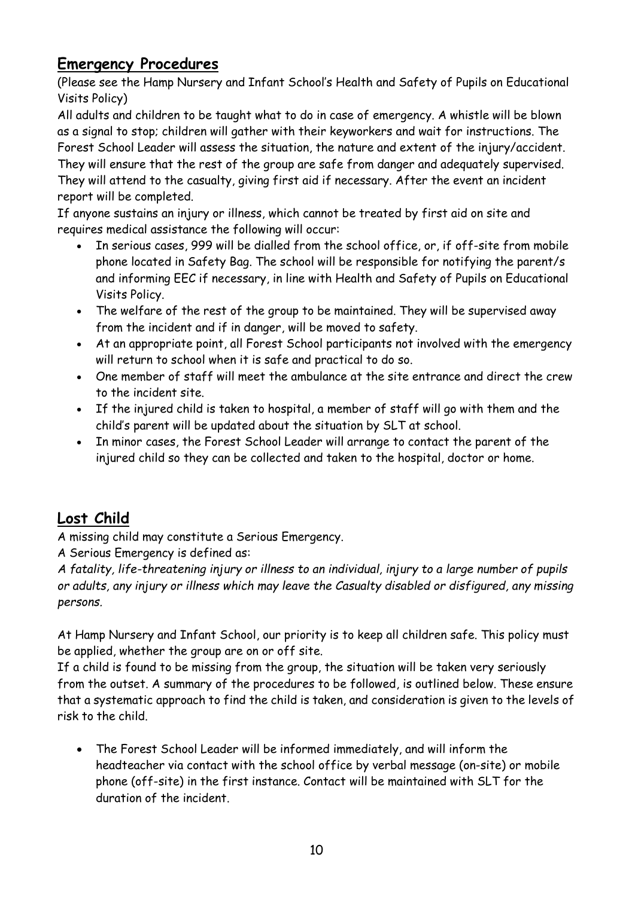## Emergency Procedures

(Please see the Hamp Nursery and Infant School's Health and Safety of Pupils on Educational Visits Policy)

All adults and children to be taught what to do in case of emergency. A whistle will be blown as a signal to stop; children will gather with their keyworkers and wait for instructions. The Forest School Leader will assess the situation, the nature and extent of the injury/accident. They will ensure that the rest of the group are safe from danger and adequately supervised. They will attend to the casualty, giving first aid if necessary. After the event an incident report will be completed.

If anyone sustains an injury or illness, which cannot be treated by first aid on site and requires medical assistance the following will occur:

- In serious cases, 999 will be dialled from the school office, or, if off-site from mobile phone located in Safety Bag. The school will be responsible for notifying the parent/s and informing EEC if necessary, in line with Health and Safety of Pupils on Educational Visits Policy.
- The welfare of the rest of the group to be maintained. They will be supervised away from the incident and if in danger, will be moved to safety.
- At an appropriate point, all Forest School participants not involved with the emergency will return to school when it is safe and practical to do so.
- One member of staff will meet the ambulance at the site entrance and direct the crew to the incident site.
- If the injured child is taken to hospital, a member of staff will go with them and the child's parent will be updated about the situation by SLT at school.
- In minor cases, the Forest School Leader will arrange to contact the parent of the injured child so they can be collected and taken to the hospital, doctor or home.

## Lost Child

A missing child may constitute a Serious Emergency.

A Serious Emergency is defined as:

*A fatality, life-threatening injury or illness to an individual, injury to a large number of pupils or adults, any injury or illness which may leave the Casualty disabled or disfigured, any missing persons.*

At Hamp Nursery and Infant School, our priority is to keep all children safe. This policy must be applied, whether the group are on or off site.

If a child is found to be missing from the group, the situation will be taken very seriously from the outset. A summary of the procedures to be followed, is outlined below. These ensure that a systematic approach to find the child is taken, and consideration is given to the levels of risk to the child.

- The Forest School Leader will be informed immediately, and will inform the headteacher via contact with the school office by verbal message (on-site) or mobile phone (off-site) in the first instance. Contact will be maintained with SLT for the duration of the incident.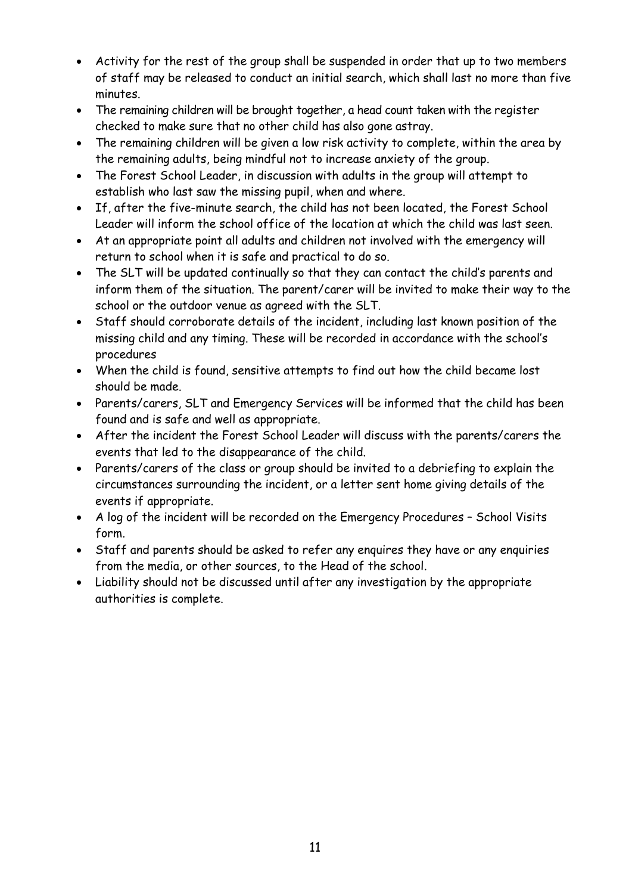- Activity for the rest of the group shall be suspended in order that up to two members of staff may be released to conduct an initial search, which shall last no more than five minutes.
- The remaining children will be brought together, a head count taken with the register checked to make sure that no other child has also gone astray.
- The remaining children will be given a low risk activity to complete, within the area by the remaining adults, being mindful not to increase anxiety of the group.
- The Forest School Leader, in discussion with adults in the group will attempt to establish who last saw the missing pupil, when and where.
- If, after the five-minute search, the child has not been located, the Forest School Leader will inform the school office of the location at which the child was last seen.
- At an appropriate point all adults and children not involved with the emergency will return to school when it is safe and practical to do so.
- The SLT will be updated continually so that they can contact the child's parents and inform them of the situation. The parent/carer will be invited to make their way to the school or the outdoor venue as agreed with the SLT.
- Staff should corroborate details of the incident, including last known position of the missing child and any timing. These will be recorded in accordance with the school's procedures
- When the child is found, sensitive attempts to find out how the child became lost should be made.
- Parents/carers, SLT and Emergency Services will be informed that the child has been found and is safe and well as appropriate.
- After the incident the Forest School Leader will discuss with the parents/carers the events that led to the disappearance of the child.
- Parents/carers of the class or group should be invited to a debriefing to explain the circumstances surrounding the incident, or a letter sent home giving details of the events if appropriate.
- A log of the incident will be recorded on the Emergency Procedures – School Visits form.
- Staff and parents should be asked to refer any enquires they have or any enquiries from the media, or other sources, to the Head of the school.
- Liability should not be discussed until after any investigation by the appropriate authorities is complete.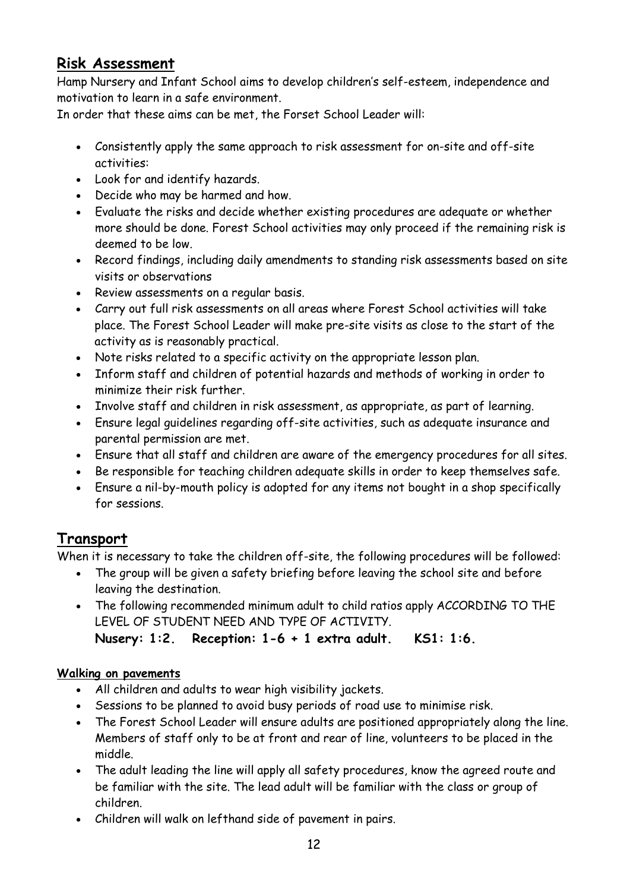## Risk Assessment

Hamp Nursery and Infant School aims to develop children's self-esteem, independence and motivation to learn in a safe environment.

In order that these aims can be met, the Forset School Leader will:

- Consistently apply the same approach to risk assessment for on-site and off-site activities:
- Look for and identify hazards.
- Decide who may be harmed and how.
- Evaluate the risks and decide whether existing procedures are adequate or whether more should be done. Forest School activities may only proceed if the remaining risk is deemed to be low.
- Record findings, including daily amendments to standing risk assessments based on site visits or observations
- Review assessments on a regular basis.
- Carry out full risk assessments on all areas where Forest School activities will take place. The Forest School Leader will make pre-site visits as close to the start of the activity as is reasonably practical.
- Note risks related to a specific activity on the appropriate lesson plan.
- Inform staff and children of potential hazards and methods of working in order to minimize their risk further.
- Involve staff and children in risk assessment, as appropriate, as part of learning.
- Ensure legal guidelines regarding off-site activities, such as adequate insurance and parental permission are met.
- Ensure that all staff and children are aware of the emergency procedures for all sites.
- Be responsible for teaching children adequate skills in order to keep themselves safe.
- Ensure a nil-by-mouth policy is adopted for any items not bought in a shop specifically for sessions.

## Transport

When it is necessary to take the children off-site, the following procedures will be followed:

- The group will be given a safety briefing before leaving the school site and before leaving the destination.
- The following recommended minimum adult to child ratios apply ACCORDING TO THE LEVEL OF STUDENT NEED AND TYPE OF ACTIVITY.
  **Nusery: 1:2. Reception: 1-6 + 1 extra adult. KS1: 1:6.**

**Walking on pavements**

- All children and adults to wear high visibility jackets.
- Sessions to be planned to avoid busy periods of road use to minimise risk.
- The Forest School Leader will ensure adults are positioned appropriately along the line. Members of staff only to be at front and rear of line, volunteers to be placed in the middle.
- The adult leading the line will apply all safety procedures, know the agreed route and be familiar with the site. The lead adult will be familiar with the class or group of children.
- Children will walk on lefthand side of pavement in pairs.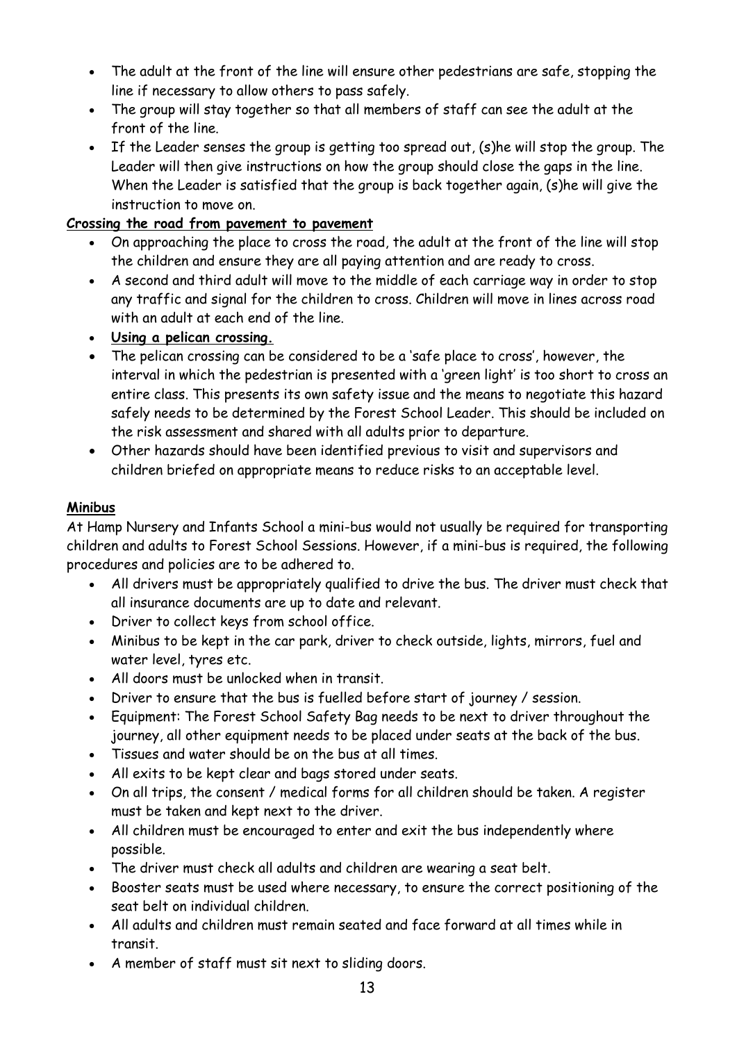- The adult at the front of the line will ensure other pedestrians are safe, stopping the line if necessary to allow others to pass safely.
- The group will stay together so that all members of staff can see the adult at the front of the line.
- If the Leader senses the group is getting too spread out, (s)he will stop the group. The Leader will then give instructions on how the group should close the gaps in the line. When the Leader is satisfied that the group is back together again, (s)he will give the instruction to move on.

**Crossing the road from pavement to pavement**

- On approaching the place to cross the road, the adult at the front of the line will stop the children and ensure they are all paying attention and are ready to cross.
- A second and third adult will move to the middle of each carriage way in order to stop any traffic and signal for the children to cross. Children will move in lines across road with an adult at each end of the line.
- **Using a pelican crossing.**
- The pelican crossing can be considered to be a 'safe place to cross', however, the interval in which the pedestrian is presented with a 'green light' is too short to cross an entire class. This presents its own safety issue and the means to negotiate this hazard safely needs to be determined by the Forest School Leader. This should be included on the risk assessment and shared with all adults prior to departure.
- Other hazards should have been identified previous to visit and supervisors and children briefed on appropriate means to reduce risks to an acceptable level.

**Minibus**

At Hamp Nursery and Infants School a mini-bus would not usually be required for transporting children and adults to Forest School Sessions. However, if a mini-bus is required, the following procedures and policies are to be adhered to.

- All drivers must be appropriately qualified to drive the bus. The driver must check that all insurance documents are up to date and relevant.
- Driver to collect keys from school office.
- Minibus to be kept in the car park, driver to check outside, lights, mirrors, fuel and water level, tyres etc.
- All doors must be unlocked when in transit.
- Driver to ensure that the bus is fuelled before start of journey / session.
- Equipment: The Forest School Safety Bag needs to be next to driver throughout the journey, all other equipment needs to be placed under seats at the back of the bus.
- Tissues and water should be on the bus at all times.
- All exits to be kept clear and bags stored under seats.
- On all trips, the consent / medical forms for all children should be taken. A register must be taken and kept next to the driver.
- All children must be encouraged to enter and exit the bus independently where possible.
- The driver must check all adults and children are wearing a seat belt.
- Booster seats must be used where necessary, to ensure the correct positioning of the seat belt on individual children.
- All adults and children must remain seated and face forward at all times while in transit.
- A member of staff must sit next to sliding doors.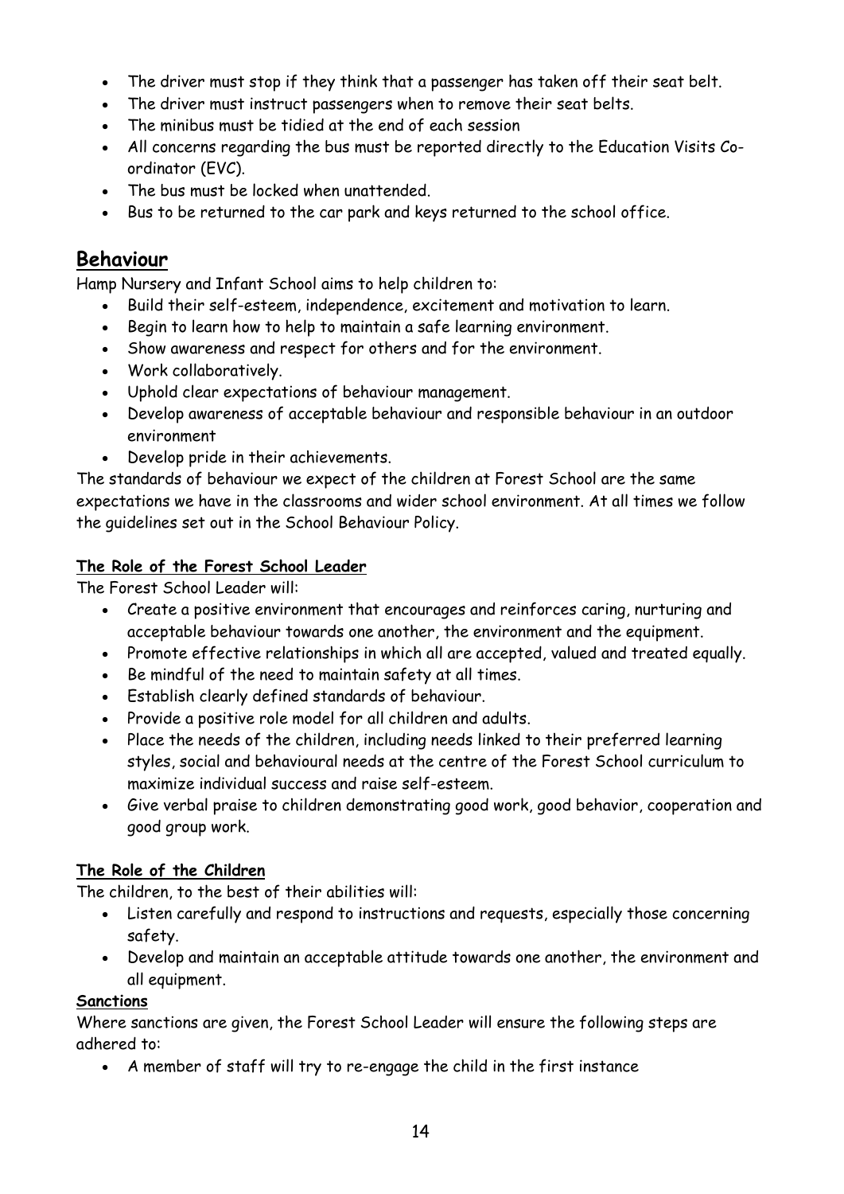- The driver must stop if they think that a passenger has taken off their seat belt.
- The driver must instruct passengers when to remove their seat belts.
- The minibus must be tidied at the end of each session
- All concerns regarding the bus must be reported directly to the Education Visits Co-ordinator (EVC).
- The bus must be locked when unattended.
- Bus to be returned to the car park and keys returned to the school office.

## Behaviour

Hamp Nursery and Infant School aims to help children to:

- Build their self-esteem, independence, excitement and motivation to learn.
- Begin to learn how to help to maintain a safe learning environment.
- Show awareness and respect for others and for the environment.
- Work collaboratively.
- Uphold clear expectations of behaviour management.
- Develop awareness of acceptable behaviour and responsible behaviour in an outdoor environment
- Develop pride in their achievements.

The standards of behaviour we expect of the children at Forest School are the same expectations we have in the classrooms and wider school environment. At all times we follow the guidelines set out in the School Behaviour Policy.

**The Role of the Forest School Leader**

The Forest School Leader will:

- Create a positive environment that encourages and reinforces caring, nurturing and acceptable behaviour towards one another, the environment and the equipment.
- Promote effective relationships in which all are accepted, valued and treated equally.
- Be mindful of the need to maintain safety at all times.
- Establish clearly defined standards of behaviour.
- Provide a positive role model for all children and adults.
- Place the needs of the children, including needs linked to their preferred learning styles, social and behavioural needs at the centre of the Forest School curriculum to maximize individual success and raise self-esteem.
- Give verbal praise to children demonstrating good work, good behavior, cooperation and good group work.

**The Role of the Children**

The children, to the best of their abilities will:

- Listen carefully and respond to instructions and requests, especially those concerning safety.
- Develop and maintain an acceptable attitude towards one another, the environment and all equipment.

**Sanctions**

Where sanctions are given, the Forest School Leader will ensure the following steps are adhered to:

- A member of staff will try to re-engage the child in the first instance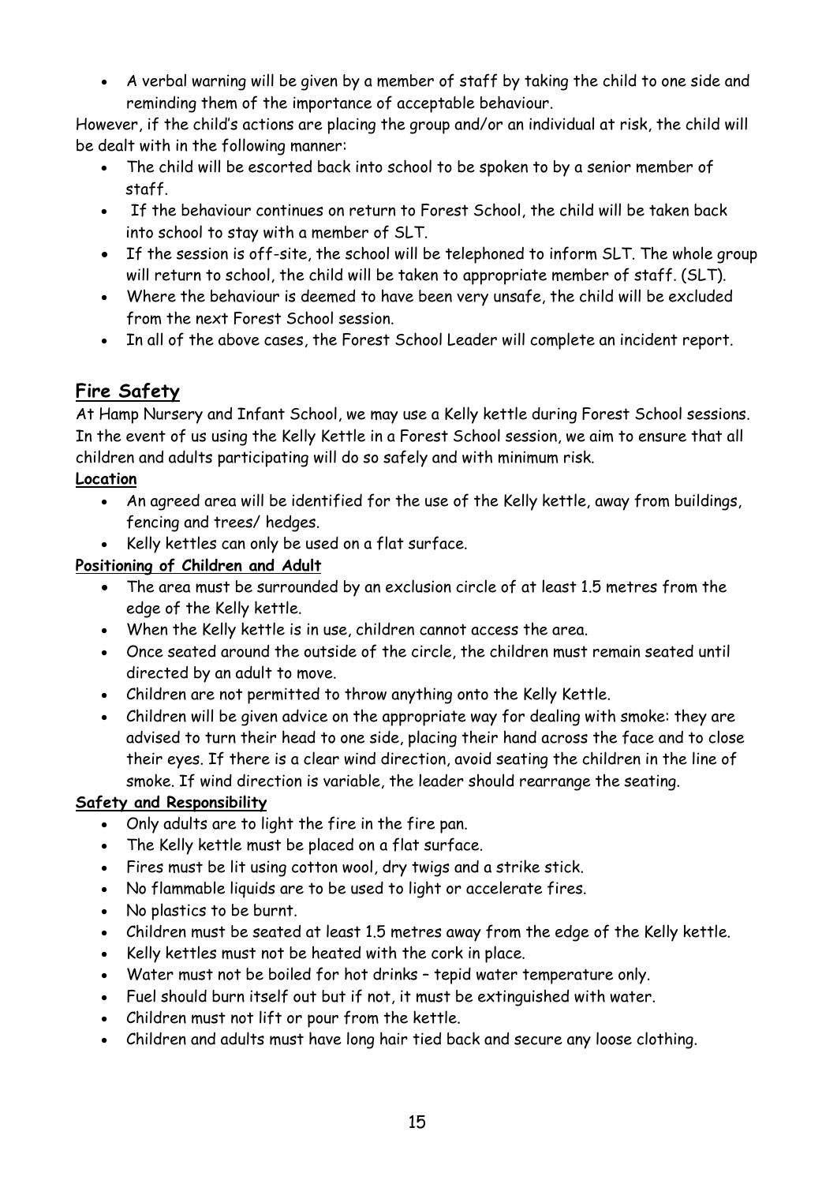- A verbal warning will be given by a member of staff by taking the child to one side and reminding them of the importance of acceptable behaviour.

However, if the child's actions are placing the group and/or an individual at risk, the child will be dealt with in the following manner:

- The child will be escorted back into school to be spoken to by a senior member of staff.
- If the behaviour continues on return to Forest School, the child will be taken back into school to stay with a member of SLT.
- If the session is off-site, the school will be telephoned to inform SLT. The whole group will return to school, the child will be taken to appropriate member of staff. (SLT).
- Where the behaviour is deemed to have been very unsafe, the child will be excluded from the next Forest School session.
- In all of the above cases, the Forest School Leader will complete an incident report.

## Fire Safety

At Hamp Nursery and Infant School, we may use a Kelly kettle during Forest School sessions. In the event of us using the Kelly Kettle in a Forest School session, we aim to ensure that all children and adults participating will do so safely and with minimum risk.

**Location**

- An agreed area will be identified for the use of the Kelly kettle, away from buildings, fencing and trees/ hedges.
- Kelly kettles can only be used on a flat surface.

**Positioning of Children and Adult**

- The area must be surrounded by an exclusion circle of at least 1.5 metres from the edge of the Kelly kettle.
- When the Kelly kettle is in use, children cannot access the area.
- Once seated around the outside of the circle, the children must remain seated until directed by an adult to move.
- Children are not permitted to throw anything onto the Kelly Kettle.
- Children will be given advice on the appropriate way for dealing with smoke: they are advised to turn their head to one side, placing their hand across the face and to close their eyes. If there is a clear wind direction, avoid seating the children in the line of smoke. If wind direction is variable, the leader should rearrange the seating.

**Safety and Responsibility**

- Only adults are to light the fire in the fire pan.
- The Kelly kettle must be placed on a flat surface.
- Fires must be lit using cotton wool, dry twigs and a strike stick.
- No flammable liquids are to be used to light or accelerate fires.
- No plastics to be burnt.
- Children must be seated at least 1.5 metres away from the edge of the Kelly kettle.
- Kelly kettles must not be heated with the cork in place.
- Water must not be boiled for hot drinks – tepid water temperature only.
- Fuel should burn itself out but if not, it must be extinguished with water.
- Children must not lift or pour from the kettle.
- Children and adults must have long hair tied back and secure any loose clothing.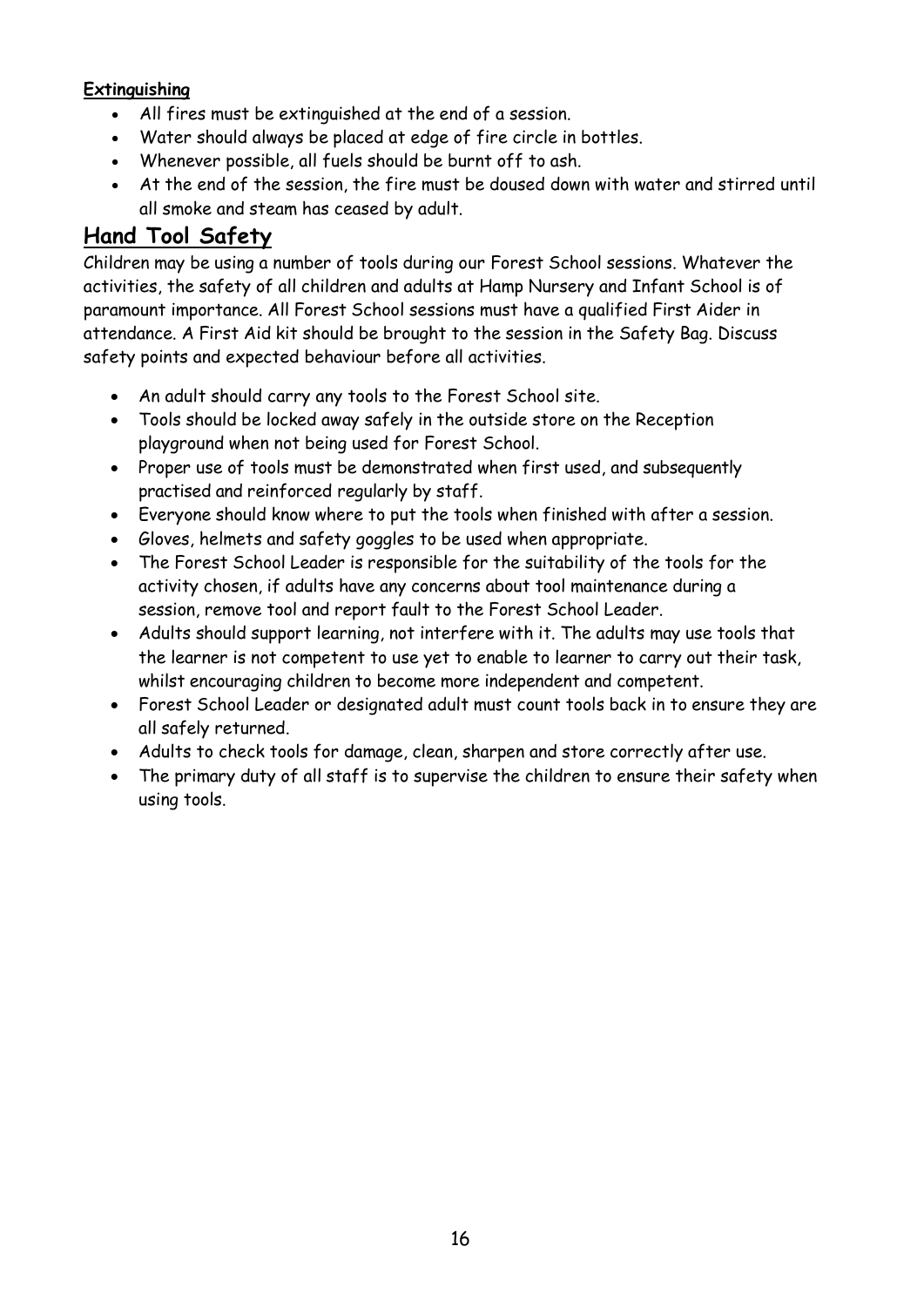**Extinguishing**

- All fires must be extinguished at the end of a session.
- Water should always be placed at edge of fire circle in bottles.
- Whenever possible, all fuels should be burnt off to ash.
- At the end of the session, the fire must be doused down with water and stirred until all smoke and steam has ceased by adult.

## Hand Tool Safety

Children may be using a number of tools during our Forest School sessions. Whatever the activities, the safety of all children and adults at Hamp Nursery and Infant School is of paramount importance. All Forest School sessions must have a qualified First Aider in attendance. A First Aid kit should be brought to the session in the Safety Bag. Discuss safety points and expected behaviour before all activities.

- An adult should carry any tools to the Forest School site.
- Tools should be locked away safely in the outside store on the Reception playground when not being used for Forest School.
- Proper use of tools must be demonstrated when first used, and subsequently practised and reinforced regularly by staff.
- Everyone should know where to put the tools when finished with after a session.
- Gloves, helmets and safety goggles to be used when appropriate.
- The Forest School Leader is responsible for the suitability of the tools for the activity chosen, if adults have any concerns about tool maintenance during a session, remove tool and report fault to the Forest School Leader.
- Adults should support learning, not interfere with it. The adults may use tools that the learner is not competent to use yet to enable to learner to carry out their task, whilst encouraging children to become more independent and competent.
- Forest School Leader or designated adult must count tools back in to ensure they are all safely returned.
- Adults to check tools for damage, clean, sharpen and store correctly after use.
- The primary duty of all staff is to supervise the children to ensure their safety when using tools.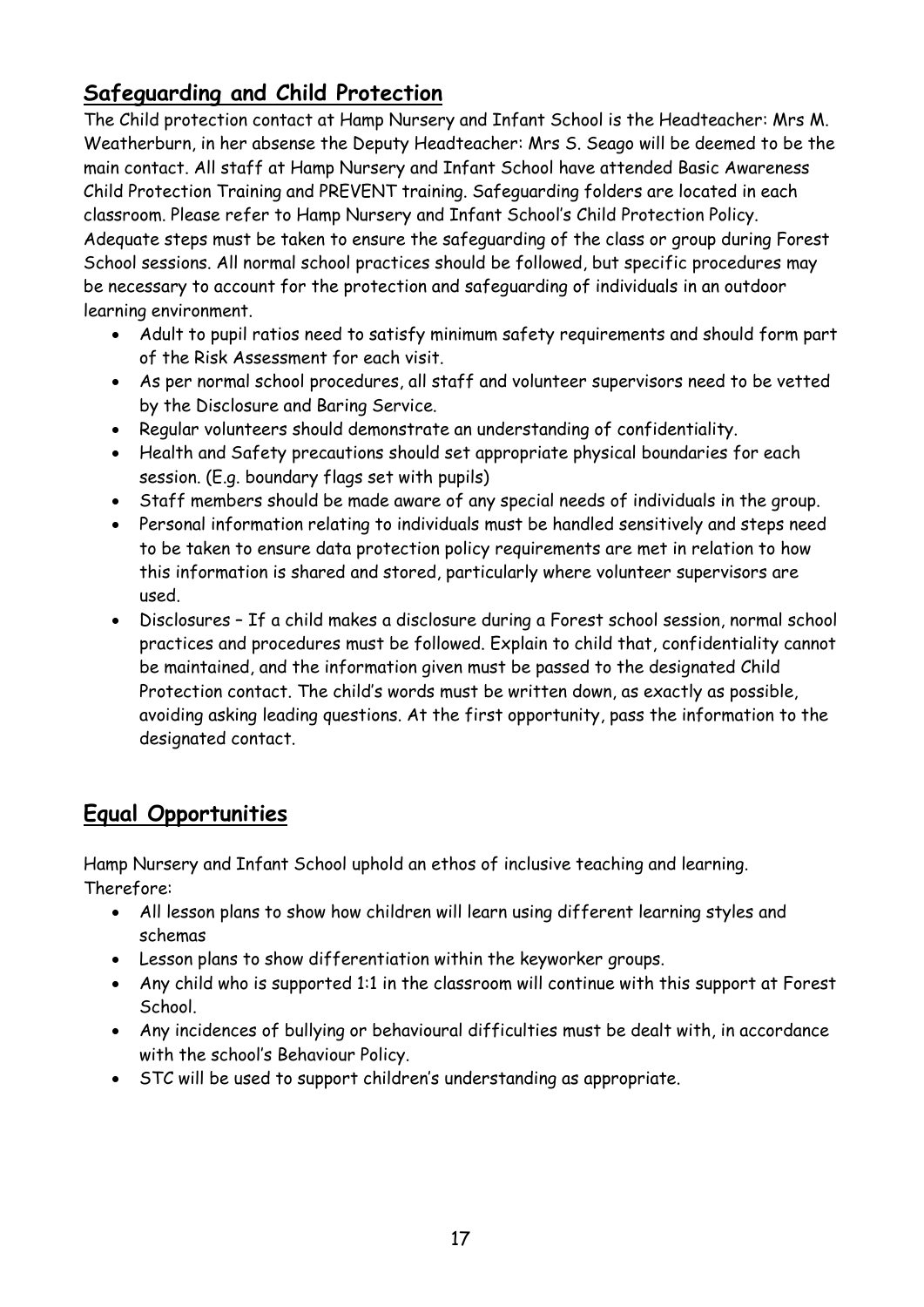## Safeguarding and Child Protection

The Child protection contact at Hamp Nursery and Infant School is the Headteacher: Mrs M. Weatherburn, in her absense the Deputy Headteacher: Mrs S. Seago will be deemed to be the main contact. All staff at Hamp Nursery and Infant School have attended Basic Awareness Child Protection Training and PREVENT training. Safeguarding folders are located in each classroom. Please refer to Hamp Nursery and Infant School's Child Protection Policy. Adequate steps must be taken to ensure the safeguarding of the class or group during Forest School sessions. All normal school practices should be followed, but specific procedures may be necessary to account for the protection and safeguarding of individuals in an outdoor learning environment.

- Adult to pupil ratios need to satisfy minimum safety requirements and should form part of the Risk Assessment for each visit.
- As per normal school procedures, all staff and volunteer supervisors need to be vetted by the Disclosure and Baring Service.
- Regular volunteers should demonstrate an understanding of confidentiality.
- Health and Safety precautions should set appropriate physical boundaries for each session. (E.g. boundary flags set with pupils)
- Staff members should be made aware of any special needs of individuals in the group.
- Personal information relating to individuals must be handled sensitively and steps need to be taken to ensure data protection policy requirements are met in relation to how this information is shared and stored, particularly where volunteer supervisors are used.
- Disclosures – If a child makes a disclosure during a Forest school session, normal school practices and procedures must be followed. Explain to child that, confidentiality cannot be maintained, and the information given must be passed to the designated Child Protection contact. The child's words must be written down, as exactly as possible, avoiding asking leading questions. At the first opportunity, pass the information to the designated contact.

## Equal Opportunities

Hamp Nursery and Infant School uphold an ethos of inclusive teaching and learning. Therefore:

- All lesson plans to show how children will learn using different learning styles and schemas
- Lesson plans to show differentiation within the keyworker groups.
- Any child who is supported 1:1 in the classroom will continue with this support at Forest School.
- Any incidences of bullying or behavioural difficulties must be dealt with, in accordance with the school's Behaviour Policy.
- STC will be used to support children's understanding as appropriate.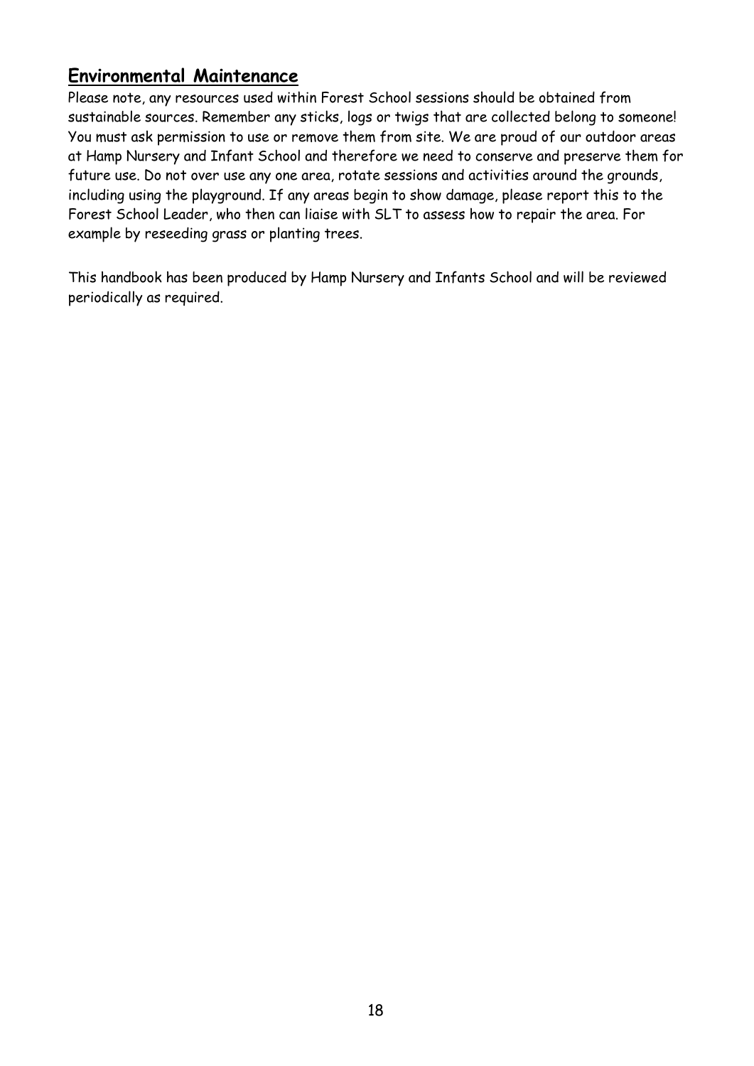## Environmental Maintenance

Please note, any resources used within Forest School sessions should be obtained from sustainable sources. Remember any sticks, logs or twigs that are collected belong to someone! You must ask permission to use or remove them from site. We are proud of our outdoor areas at Hamp Nursery and Infant School and therefore we need to conserve and preserve them for future use. Do not over use any one area, rotate sessions and activities around the grounds, including using the playground. If any areas begin to show damage, please report this to the Forest School Leader, who then can liaise with SLT to assess how to repair the area. For example by reseeding grass or planting trees.

This handbook has been produced by Hamp Nursery and Infants School and will be reviewed periodically as required.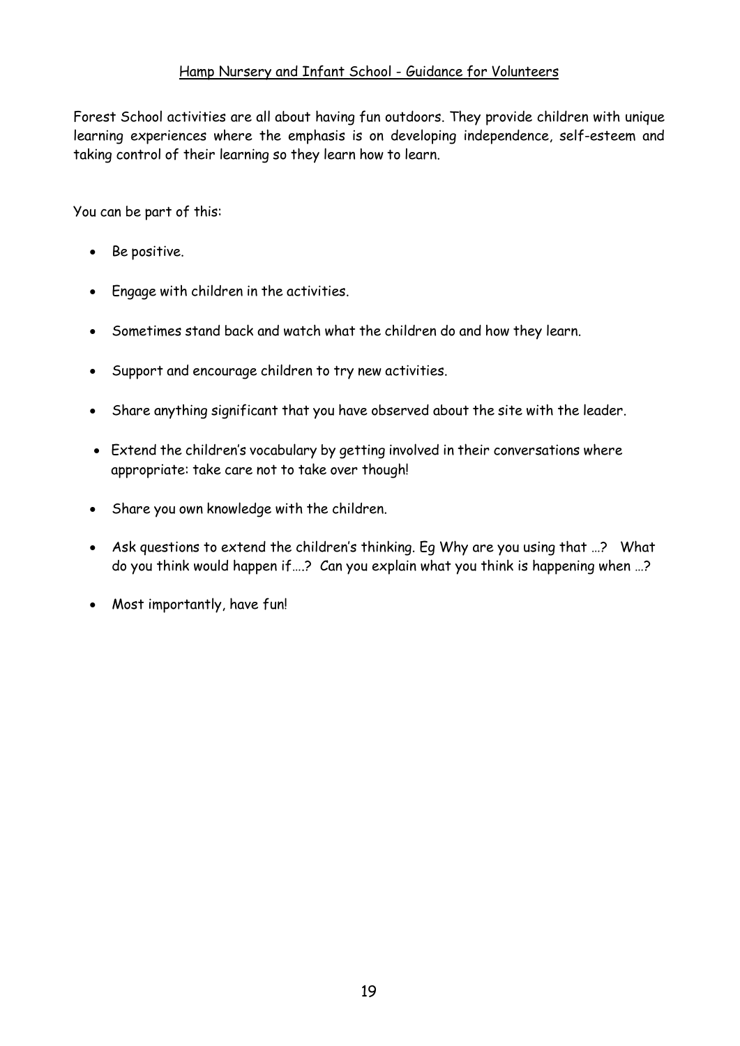## Hamp Nursery and Infant School - Guidance for Volunteers

Forest School activities are all about having fun outdoors. They provide children with unique learning experiences where the emphasis is on developing independence, self-esteem and taking control of their learning so they learn how to learn.

You can be part of this:

- Be positive.
- Engage with children in the activities.
- Sometimes stand back and watch what the children do and how they learn.
- Support and encourage children to try new activities.
- Share anything significant that you have observed about the site with the leader.
- Extend the children's vocabulary by getting involved in their conversations where appropriate: take care not to take over though!
- Share you own knowledge with the children.
- Ask questions to extend the children's thinking. Eg Why are you using that …? What do you think would happen if….? Can you explain what you think is happening when …?
- Most importantly, have fun!